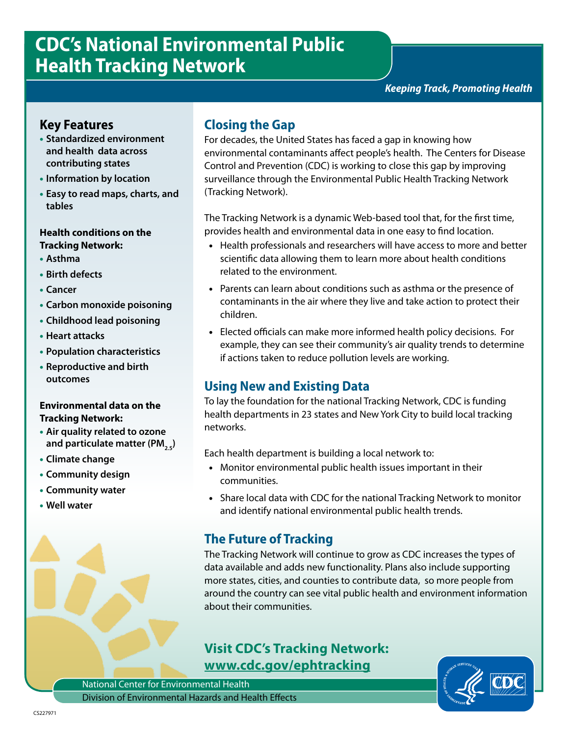# CDC's National Environmental Public Health Tracking Network

*Keeping Track, Promoting Health*

## Key Features

- **Standardized environment and health data across contributing states**
- **Information by location**
- **Easy to read maps, charts, and tables**

**Health conditions on the Tracking Network:**

- **Asthma**
- **Birth defects**
- **Cancer**
- **Carbon monoxide poisoning**
- **Childhood lead poisoning**
- **Heart attacks**
- **Population characteristics**
- **Reproductive and birth outcomes**

**Environmental data on the Tracking Network:**

- **Air quality related to ozone and particulate matter ($PM_{2.5}$)**
- **Climate change**
- **Community design**
- **Community water**
- **Well water**

## Closing the Gap

For decades, the United States has faced a gap in knowing how environmental contaminants affect people's health. The Centers for Disease Control and Prevention (CDC) is working to close this gap by improving surveillance through the Environmental Public Health Tracking Network (Tracking Network).

The Tracking Network is a dynamic Web-based tool that, for the first time, provides health and environmental data in one easy to find location.

- Health professionals and researchers will have access to more and better scientific data allowing them to learn more about health conditions related to the environment.
- Parents can learn about conditions such as asthma or the presence of contaminants in the air where they live and take action to protect their children.
- Elected officials can make more informed health policy decisions. For example, they can see their community's air quality trends to determine if actions taken to reduce pollution levels are working.

## Using New and Existing Data

To lay the foundation for the national Tracking Network, CDC is funding health departments in 23 states and New York City to build local tracking networks.

Each health department is building a local network to:

- Monitor environmental public health issues important in their communities.
- Share local data with CDC for the national Tracking Network to monitor and identify national environmental public health trends.

## The Future of Tracking

The Tracking Network will continue to grow as CDC increases the types of data available and adds new functionality. Plans also include supporting more states, cities, and counties to contribute data, so more people from around the country can see vital public health and environment information about their communities.

## Visit CDC's Tracking Network: www.cdc.gov/ephtracking

National Center for Environmental Health
Division of Environmental Hazards and Health Effects

CS227971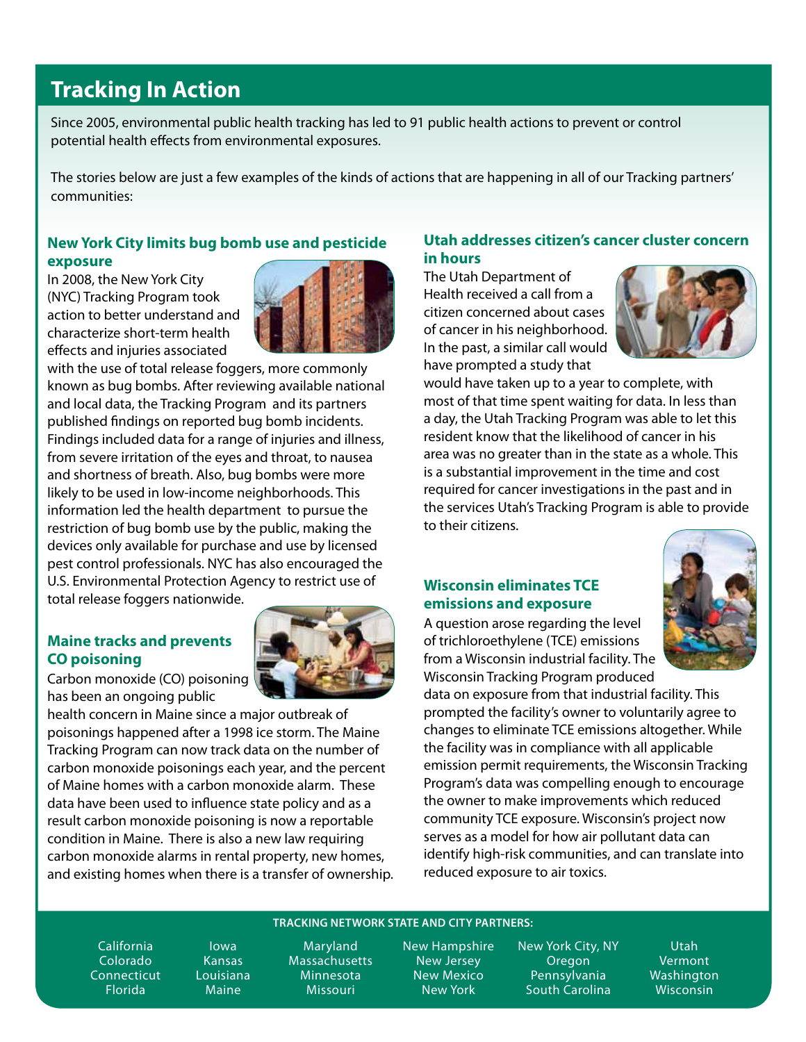## Tracking In Action

Since 2005, environmental public health tracking has led to 91 public health actions to prevent or control potential health effects from environmental exposures.

The stories below are just a few examples of the kinds of actions that are happening in all of our Tracking partners' communities:

### New York City limits bug bomb use and pesticide exposure

In 2008, the New York City (NYC) Tracking Program took action to better understand and characterize short-term health effects and injuries associated with the use of total release foggers, more commonly known as bug bombs. After reviewing available national and local data, the Tracking Program and its partners published findings on reported bug bomb incidents. Findings included data for a range of injuries and illness, from severe irritation of the eyes and throat, to nausea and shortness of breath. Also, bug bombs were more likely to be used in low-income neighborhoods. This information led the health department to pursue the restriction of bug bomb use by the public, making the devices only available for purchase and use by licensed pest control professionals. NYC has also encouraged the U.S. Environmental Protection Agency to restrict use of total release foggers nationwide.

### Maine tracks and prevents CO poisoning

Carbon monoxide (CO) poisoning has been an ongoing public health concern in Maine since a major outbreak of poisonings happened after a 1998 ice storm. The Maine Tracking Program can now track data on the number of carbon monoxide poisonings each year, and the percent of Maine homes with a carbon monoxide alarm. These data have been used to influence state policy and as a result carbon monoxide poisoning is now a reportable condition in Maine. There is also a new law requiring carbon monoxide alarms in rental property, new homes, and existing homes when there is a transfer of ownership.

### Utah addresses citizen's cancer cluster concern in hours

The Utah Department of Health received a call from a citizen concerned about cases of cancer in his neighborhood. In the past, a similar call would have prompted a study that would have taken up to a year to complete, with most of that time spent waiting for data. In less than a day, the Utah Tracking Program was able to let this resident know that the likelihood of cancer in his area was no greater than in the state as a whole. This is a substantial improvement in the time and cost required for cancer investigations in the past and in the services Utah's Tracking Program is able to provide to their citizens.

### Wisconsin eliminates TCE emissions and exposure

A question arose regarding the level of trichloroethylene (TCE) emissions from a Wisconsin industrial facility. The Wisconsin Tracking Program produced data on exposure from that industrial facility. This prompted the facility's owner to voluntarily agree to changes to eliminate TCE emissions altogether. While the facility was in compliance with all applicable emission permit requirements, the Wisconsin Tracking Program's data was compelling enough to encourage the owner to make improvements which reduced community TCE exposure. Wisconsin's project now serves as a model for how air pollutant data can identify high-risk communities, and can translate into reduced exposure to air toxics.

**TRACKING NETWORK STATE AND CITY PARTNERS:**

California
Colorado
Connecticut
Florida
Iowa
Kansas
Louisiana
Maine
Maryland
Massachusetts
Minnesota
Missouri
New Hampshire
New Jersey
New Mexico
New York
New York City, NY
Oregon
Pennsylvania
South Carolina
Utah
Vermont
Washington
Wisconsin